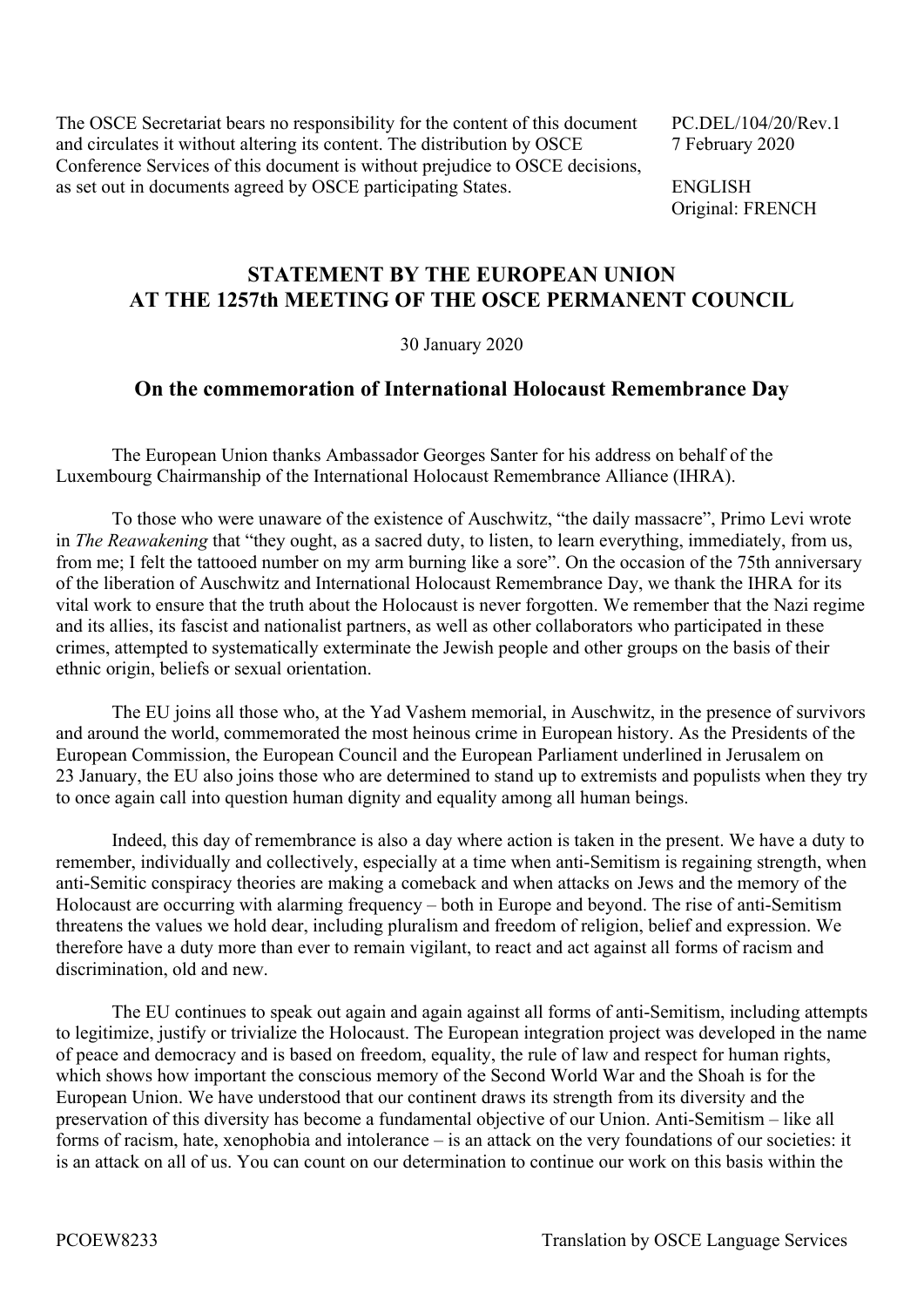The OSCE Secretariat bears no responsibility for the content of this document and circulates it without altering its content. The distribution by OSCE Conference Services of this document is without prejudice to OSCE decisions, as set out in documents agreed by OSCE participating States.

PC.DEL/104/20/Rev.1
7 February 2020

ENGLISH
Original: FRENCH

# STATEMENT BY THE EUROPEAN UNION AT THE 1257th MEETING OF THE OSCE PERMANENT COUNCIL

30 January 2020

## On the commemoration of International Holocaust Remembrance Day

The European Union thanks Ambassador Georges Santer for his address on behalf of the Luxembourg Chairmanship of the International Holocaust Remembrance Alliance (IHRA).

To those who were unaware of the existence of Auschwitz, "the daily massacre", Primo Levi wrote in *The Reawakening* that "they ought, as a sacred duty, to listen, to learn everything, immediately, from us, from me; I felt the tattooed number on my arm burning like a sore". On the occasion of the 75th anniversary of the liberation of Auschwitz and International Holocaust Remembrance Day, we thank the IHRA for its vital work to ensure that the truth about the Holocaust is never forgotten. We remember that the Nazi regime and its allies, its fascist and nationalist partners, as well as other collaborators who participated in these crimes, attempted to systematically exterminate the Jewish people and other groups on the basis of their ethnic origin, beliefs or sexual orientation.

The EU joins all those who, at the Yad Vashem memorial, in Auschwitz, in the presence of survivors and around the world, commemorated the most heinous crime in European history. As the Presidents of the European Commission, the European Council and the European Parliament underlined in Jerusalem on 23 January, the EU also joins those who are determined to stand up to extremists and populists when they try to once again call into question human dignity and equality among all human beings.

Indeed, this day of remembrance is also a day where action is taken in the present. We have a duty to remember, individually and collectively, especially at a time when anti-Semitism is regaining strength, when anti-Semitic conspiracy theories are making a comeback and when attacks on Jews and the memory of the Holocaust are occurring with alarming frequency – both in Europe and beyond. The rise of anti-Semitism threatens the values we hold dear, including pluralism and freedom of religion, belief and expression. We therefore have a duty more than ever to remain vigilant, to react and act against all forms of racism and discrimination, old and new.

The EU continues to speak out again and again against all forms of anti-Semitism, including attempts to legitimize, justify or trivialize the Holocaust. The European integration project was developed in the name of peace and democracy and is based on freedom, equality, the rule of law and respect for human rights, which shows how important the conscious memory of the Second World War and the Shoah is for the European Union. We have understood that our continent draws its strength from its diversity and the preservation of this diversity has become a fundamental objective of our Union. Anti-Semitism – like all forms of racism, hate, xenophobia and intolerance – is an attack on the very foundations of our societies: it is an attack on all of us. You can count on our determination to continue our work on this basis within the

PCOEW8233 Translation by OSCE Language Services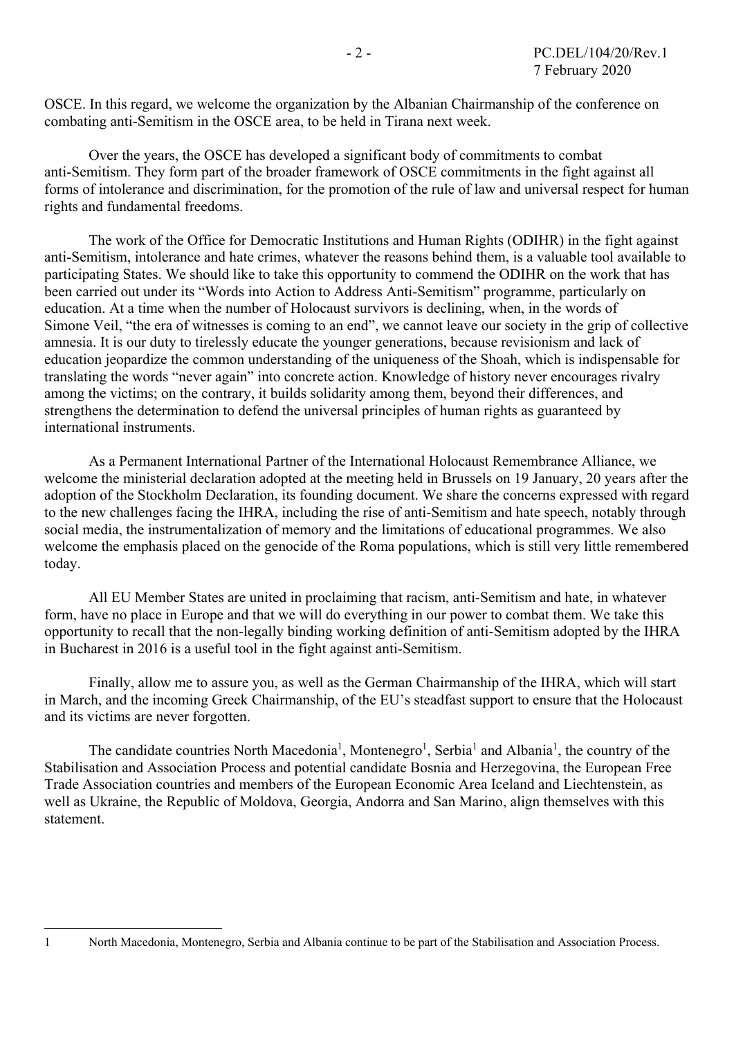OSCE. In this regard, we welcome the organization by the Albanian Chairmanship of the conference on combating anti-Semitism in the OSCE area, to be held in Tirana next week.

Over the years, the OSCE has developed a significant body of commitments to combat anti-Semitism. They form part of the broader framework of OSCE commitments in the fight against all forms of intolerance and discrimination, for the promotion of the rule of law and universal respect for human rights and fundamental freedoms.

The work of the Office for Democratic Institutions and Human Rights (ODIHR) in the fight against anti-Semitism, intolerance and hate crimes, whatever the reasons behind them, is a valuable tool available to participating States. We should like to take this opportunity to commend the ODIHR on the work that has been carried out under its "Words into Action to Address Anti-Semitism" programme, particularly on education. At a time when the number of Holocaust survivors is declining, when, in the words of Simone Veil, "the era of witnesses is coming to an end", we cannot leave our society in the grip of collective amnesia. It is our duty to tirelessly educate the younger generations, because revisionism and lack of education jeopardize the common understanding of the uniqueness of the Shoah, which is indispensable for translating the words "never again" into concrete action. Knowledge of history never encourages rivalry among the victims; on the contrary, it builds solidarity among them, beyond their differences, and strengthens the determination to defend the universal principles of human rights as guaranteed by international instruments.

As a Permanent International Partner of the International Holocaust Remembrance Alliance, we welcome the ministerial declaration adopted at the meeting held in Brussels on 19 January, 20 years after the adoption of the Stockholm Declaration, its founding document. We share the concerns expressed with regard to the new challenges facing the IHRA, including the rise of anti-Semitism and hate speech, notably through social media, the instrumentalization of memory and the limitations of educational programmes. We also welcome the emphasis placed on the genocide of the Roma populations, which is still very little remembered today.

All EU Member States are united in proclaiming that racism, anti-Semitism and hate, in whatever form, have no place in Europe and that we will do everything in our power to combat them. We take this opportunity to recall that the non-legally binding working definition of anti-Semitism adopted by the IHRA in Bucharest in 2016 is a useful tool in the fight against anti-Semitism.

Finally, allow me to assure you, as well as the German Chairmanship of the IHRA, which will start in March, and the incoming Greek Chairmanship, of the EU's steadfast support to ensure that the Holocaust and its victims are never forgotten.

The candidate countries North Macedonia[1], Montenegro[1], Serbia[1] and Albania[1], the country of the Stabilisation and Association Process and potential candidate Bosnia and Herzegovina, the European Free Trade Association countries and members of the European Economic Area Iceland and Liechtenstein, as well as Ukraine, the Republic of Moldova, Georgia, Andorra and San Marino, align themselves with this statement.

---

1 North Macedonia, Montenegro, Serbia and Albania continue to be part of the Stabilisation and Association Process.